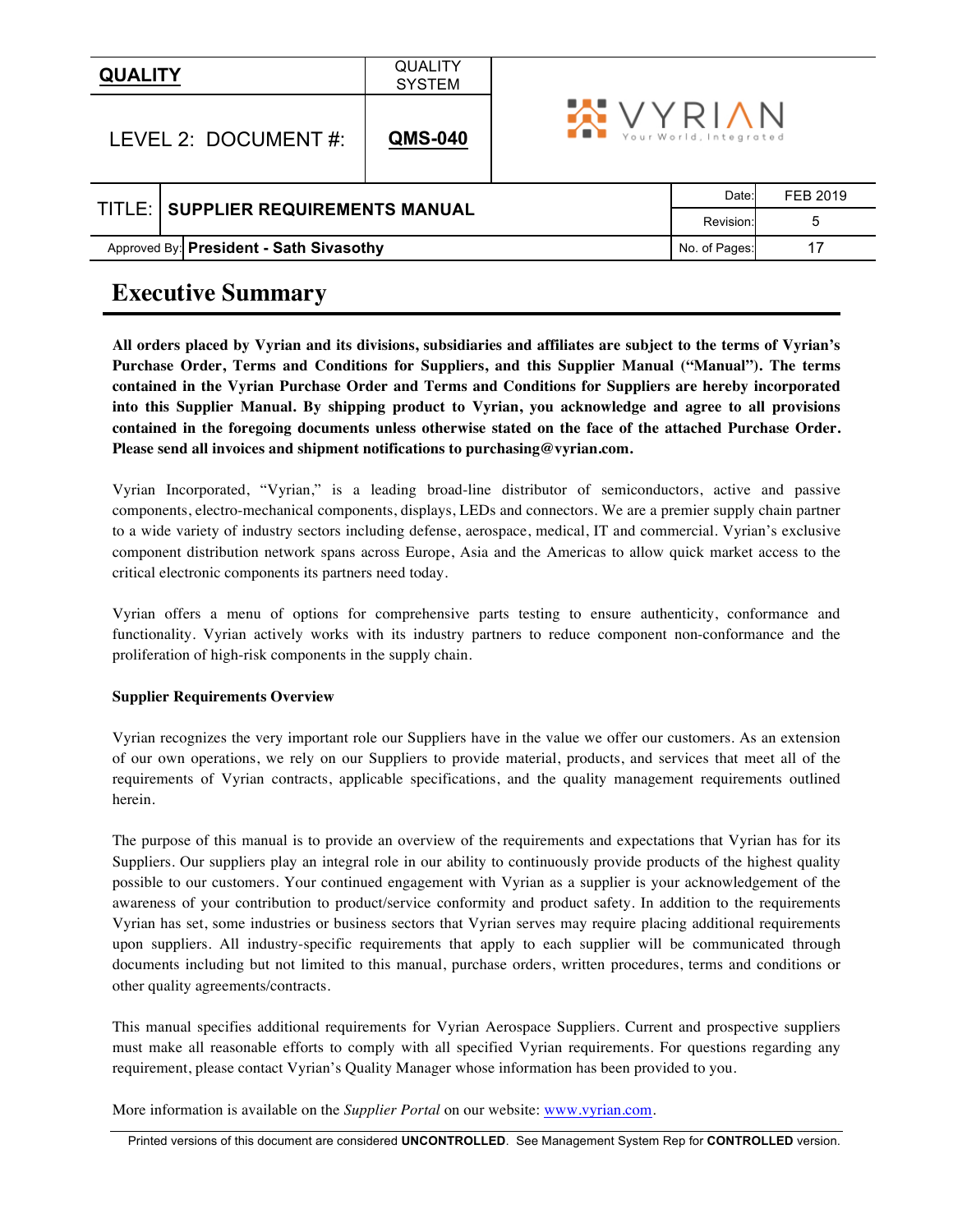| QUALITY | QUALITY SYSTEM | VYRIAN Your World, Integrated | |
|---|---|---|---|
| LEVEL 2: DOCUMENT #: | **QMS-040** | | |
| TITLE: **SUPPLIER REQUIREMENTS MANUAL** | | Date: | FEB 2019 |
| | | Revision: | 5 |
| Approved By: **President - Sath Sivasothy** | | No. of Pages: | 17 |

# Executive Summary

**All orders placed by Vyrian and its divisions, subsidiaries and affiliates are subject to the terms of Vyrian's Purchase Order, Terms and Conditions for Suppliers, and this Supplier Manual ("Manual"). The terms contained in the Vyrian Purchase Order and Terms and Conditions for Suppliers are hereby incorporated into this Supplier Manual. By shipping product to Vyrian, you acknowledge and agree to all provisions contained in the foregoing documents unless otherwise stated on the face of the attached Purchase Order. Please send all invoices and shipment notifications to purchasing@vyrian.com.**

Vyrian Incorporated, "Vyrian," is a leading broad-line distributor of semiconductors, active and passive components, electro-mechanical components, displays, LEDs and connectors. We are a premier supply chain partner to a wide variety of industry sectors including defense, aerospace, medical, IT and commercial. Vyrian's exclusive component distribution network spans across Europe, Asia and the Americas to allow quick market access to the critical electronic components its partners need today.

Vyrian offers a menu of options for comprehensive parts testing to ensure authenticity, conformance and functionality. Vyrian actively works with its industry partners to reduce component non-conformance and the proliferation of high-risk components in the supply chain.

**Supplier Requirements Overview**

Vyrian recognizes the very important role our Suppliers have in the value we offer our customers. As an extension of our own operations, we rely on our Suppliers to provide material, products, and services that meet all of the requirements of Vyrian contracts, applicable specifications, and the quality management requirements outlined herein.

The purpose of this manual is to provide an overview of the requirements and expectations that Vyrian has for its Suppliers. Our suppliers play an integral role in our ability to continuously provide products of the highest quality possible to our customers. Your continued engagement with Vyrian as a supplier is your acknowledgement of the awareness of your contribution to product/service conformity and product safety. In addition to the requirements Vyrian has set, some industries or business sectors that Vyrian serves may require placing additional requirements upon suppliers. All industry-specific requirements that apply to each supplier will be communicated through documents including but not limited to this manual, purchase orders, written procedures, terms and conditions or other quality agreements/contracts.

This manual specifies additional requirements for Vyrian Aerospace Suppliers. Current and prospective suppliers must make all reasonable efforts to comply with all specified Vyrian requirements. For questions regarding any requirement, please contact Vyrian's Quality Manager whose information has been provided to you.

More information is available on the *Supplier Portal* on our website: [www.vyrian.com](http://www.vyrian.com).

Printed versions of this document are considered **UNCONTROLLED**. See Management System Rep for **CONTROLLED** version.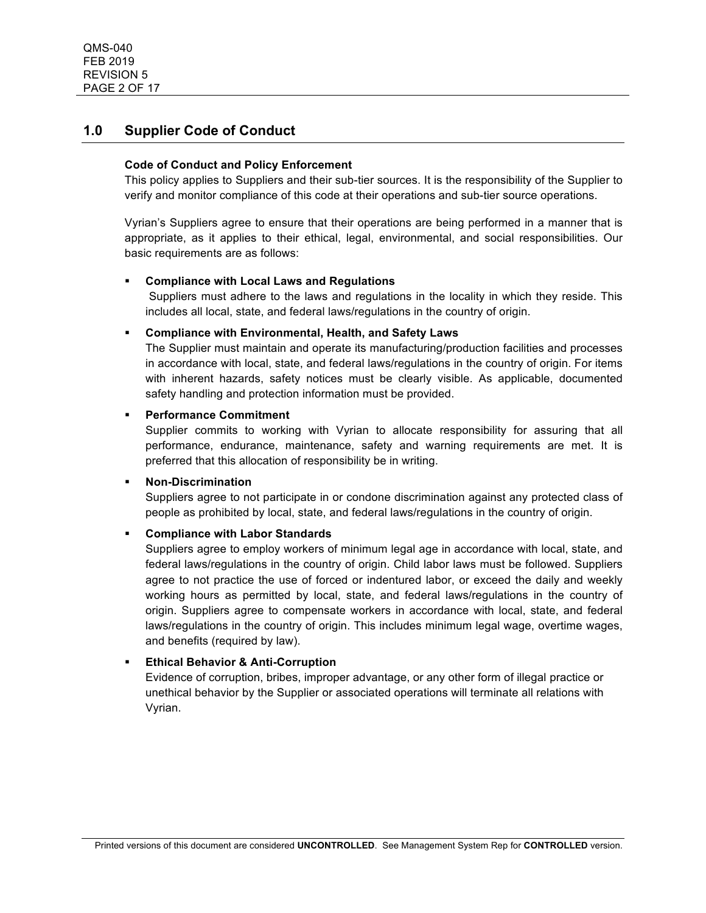## 1.0 Supplier Code of Conduct

**Code of Conduct and Policy Enforcement**

This policy applies to Suppliers and their sub-tier sources. It is the responsibility of the Supplier to verify and monitor compliance of this code at their operations and sub-tier source operations.

Vyrian's Suppliers agree to ensure that their operations are being performed in a manner that is appropriate, as it applies to their ethical, legal, environmental, and social responsibilities. Our basic requirements are as follows:

- **Compliance with Local Laws and Regulations**
  Suppliers must adhere to the laws and regulations in the locality in which they reside. This includes all local, state, and federal laws/regulations in the country of origin.

- **Compliance with Environmental, Health, and Safety Laws**
  The Supplier must maintain and operate its manufacturing/production facilities and processes in accordance with local, state, and federal laws/regulations in the country of origin. For items with inherent hazards, safety notices must be clearly visible. As applicable, documented safety handling and protection information must be provided.

- **Performance Commitment**
  Supplier commits to working with Vyrian to allocate responsibility for assuring that all performance, endurance, maintenance, safety and warning requirements are met. It is preferred that this allocation of responsibility be in writing.

- **Non-Discrimination**
  Suppliers agree to not participate in or condone discrimination against any protected class of people as prohibited by local, state, and federal laws/regulations in the country of origin.

- **Compliance with Labor Standards**
  Suppliers agree to employ workers of minimum legal age in accordance with local, state, and federal laws/regulations in the country of origin. Child labor laws must be followed. Suppliers agree to not practice the use of forced or indentured labor, or exceed the daily and weekly working hours as permitted by local, state, and federal laws/regulations in the country of origin. Suppliers agree to compensate workers in accordance with local, state, and federal laws/regulations in the country of origin. This includes minimum legal wage, overtime wages, and benefits (required by law).

- **Ethical Behavior & Anti-Corruption**
  Evidence of corruption, bribes, improper advantage, or any other form of illegal practice or unethical behavior by the Supplier or associated operations will terminate all relations with Vyrian.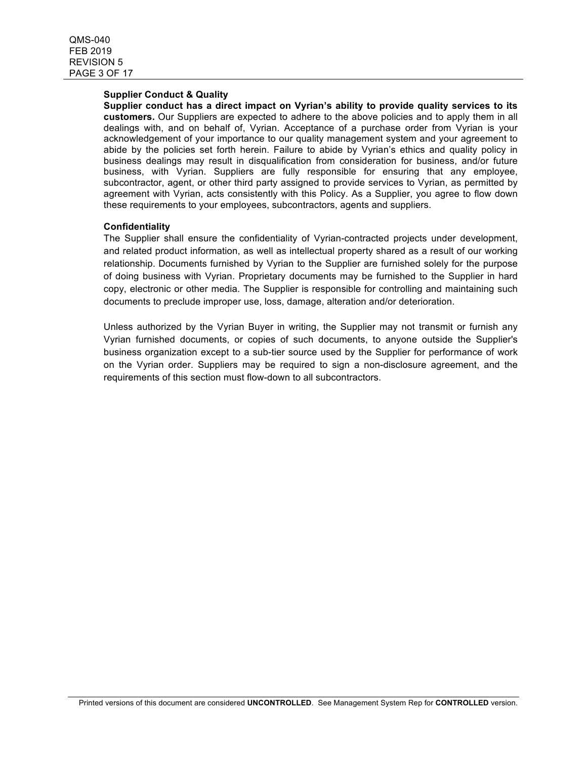**Supplier Conduct & Quality**

**Supplier conduct has a direct impact on Vyrian's ability to provide quality services to its customers.** Our Suppliers are expected to adhere to the above policies and to apply them in all dealings with, and on behalf of, Vyrian. Acceptance of a purchase order from Vyrian is your acknowledgement of your importance to our quality management system and your agreement to abide by the policies set forth herein. Failure to abide by Vyrian's ethics and quality policy in business dealings may result in disqualification from consideration for business, and/or future business, with Vyrian. Suppliers are fully responsible for ensuring that any employee, subcontractor, agent, or other third party assigned to provide services to Vyrian, as permitted by agreement with Vyrian, acts consistently with this Policy. As a Supplier, you agree to flow down these requirements to your employees, subcontractors, agents and suppliers.

**Confidentiality**

The Supplier shall ensure the confidentiality of Vyrian-contracted projects under development, and related product information, as well as intellectual property shared as a result of our working relationship. Documents furnished by Vyrian to the Supplier are furnished solely for the purpose of doing business with Vyrian. Proprietary documents may be furnished to the Supplier in hard copy, electronic or other media. The Supplier is responsible for controlling and maintaining such documents to preclude improper use, loss, damage, alteration and/or deterioration.

Unless authorized by the Vyrian Buyer in writing, the Supplier may not transmit or furnish any Vyrian furnished documents, or copies of such documents, to anyone outside the Supplier's business organization except to a sub-tier source used by the Supplier for performance of work on the Vyrian order. Suppliers may be required to sign a non-disclosure agreement, and the requirements of this section must flow-down to all subcontractors.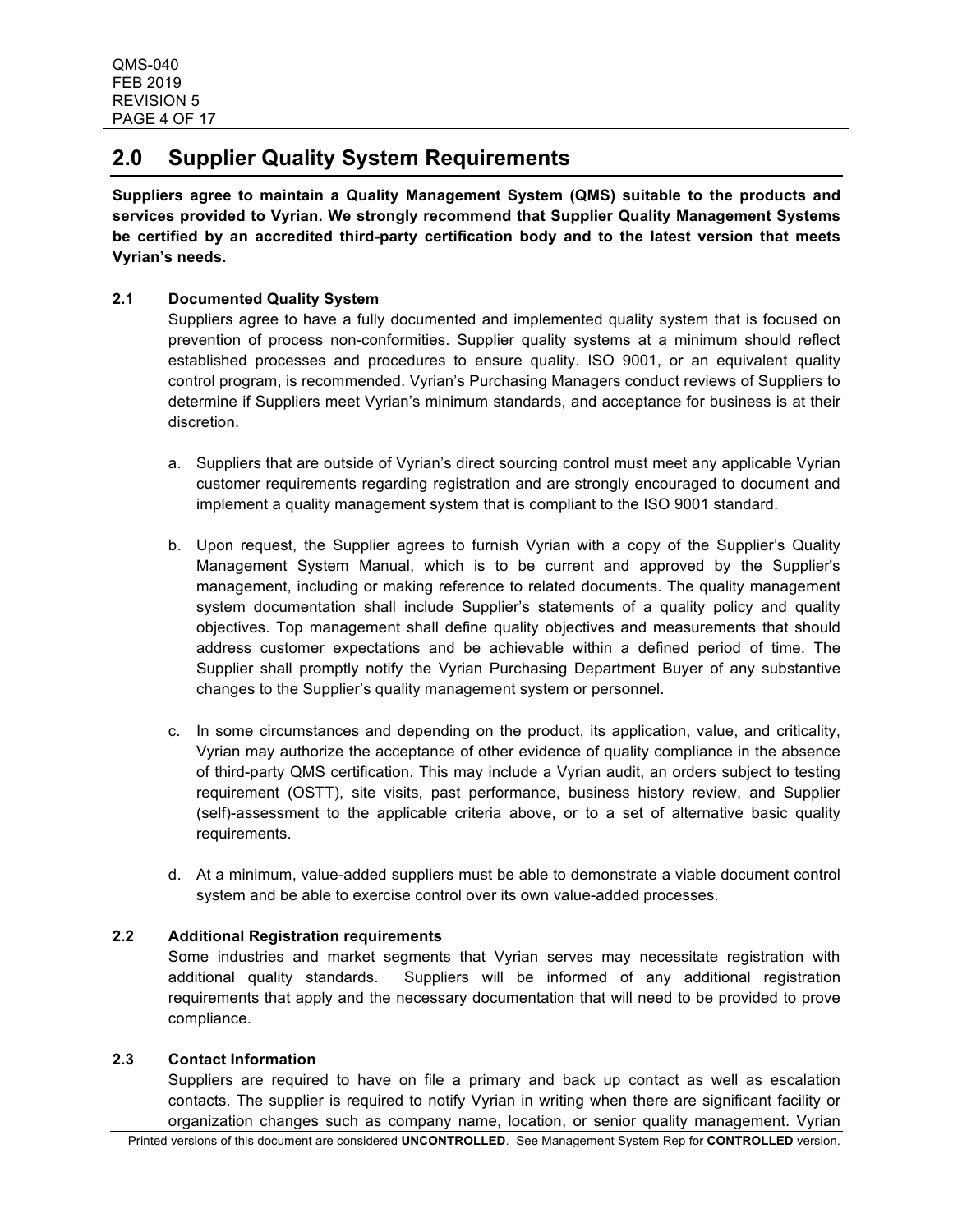## 2.0 Supplier Quality System Requirements

**Suppliers agree to maintain a Quality Management System (QMS) suitable to the products and services provided to Vyrian. We strongly recommend that Supplier Quality Management Systems be certified by an accredited third-party certification body and to the latest version that meets Vyrian's needs.**

### 2.1 Documented Quality System

Suppliers agree to have a fully documented and implemented quality system that is focused on prevention of process non-conformities. Supplier quality systems at a minimum should reflect established processes and procedures to ensure quality. ISO 9001, or an equivalent quality control program, is recommended. Vyrian's Purchasing Managers conduct reviews of Suppliers to determine if Suppliers meet Vyrian's minimum standards, and acceptance for business is at their discretion.

a. Suppliers that are outside of Vyrian's direct sourcing control must meet any applicable Vyrian customer requirements regarding registration and are strongly encouraged to document and implement a quality management system that is compliant to the ISO 9001 standard.

b. Upon request, the Supplier agrees to furnish Vyrian with a copy of the Supplier's Quality Management System Manual, which is to be current and approved by the Supplier's management, including or making reference to related documents. The quality management system documentation shall include Supplier's statements of a quality policy and quality objectives. Top management shall define quality objectives and measurements that should address customer expectations and be achievable within a defined period of time. The Supplier shall promptly notify the Vyrian Purchasing Department Buyer of any substantive changes to the Supplier's quality management system or personnel.

c. In some circumstances and depending on the product, its application, value, and criticality, Vyrian may authorize the acceptance of other evidence of quality compliance in the absence of third-party QMS certification. This may include a Vyrian audit, an orders subject to testing requirement (OSTT), site visits, past performance, business history review, and Supplier (self)-assessment to the applicable criteria above, or to a set of alternative basic quality requirements.

d. At a minimum, value-added suppliers must be able to demonstrate a viable document control system and be able to exercise control over its own value-added processes.

### 2.2 Additional Registration requirements

Some industries and market segments that Vyrian serves may necessitate registration with additional quality standards. Suppliers will be informed of any additional registration requirements that apply and the necessary documentation that will need to be provided to prove compliance.

### 2.3 Contact Information

Suppliers are required to have on file a primary and back up contact as well as escalation contacts. The supplier is required to notify Vyrian in writing when there are significant facility or organization changes such as company name, location, or senior quality management. Vyrian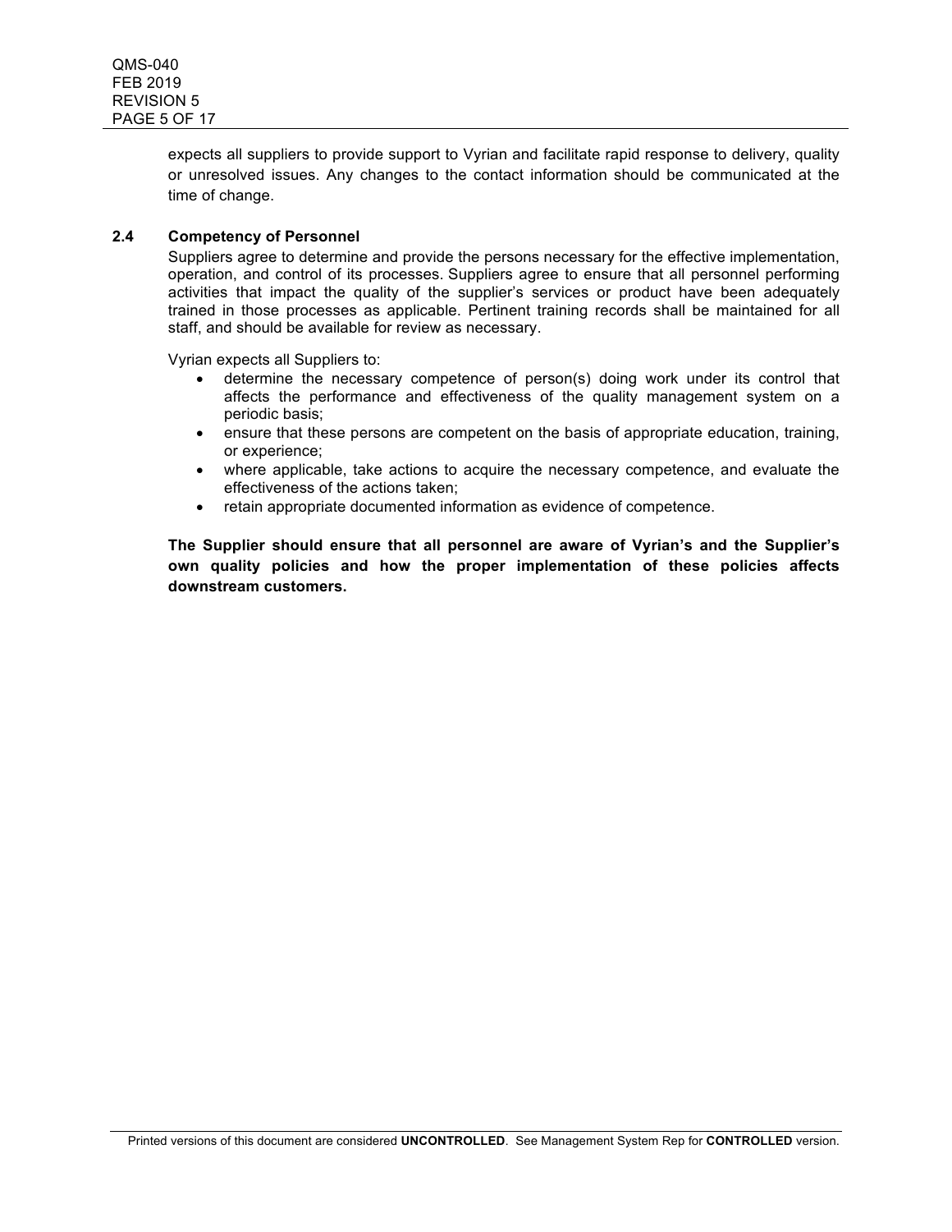expects all suppliers to provide support to Vyrian and facilitate rapid response to delivery, quality or unresolved issues. Any changes to the contact information should be communicated at the time of change.

### 2.4 Competency of Personnel

Suppliers agree to determine and provide the persons necessary for the effective implementation, operation, and control of its processes. Suppliers agree to ensure that all personnel performing activities that impact the quality of the supplier's services or product have been adequately trained in those processes as applicable. Pertinent training records shall be maintained for all staff, and should be available for review as necessary.

Vyrian expects all Suppliers to:

- determine the necessary competence of person(s) doing work under its control that affects the performance and effectiveness of the quality management system on a periodic basis;
- ensure that these persons are competent on the basis of appropriate education, training, or experience;
- where applicable, take actions to acquire the necessary competence, and evaluate the effectiveness of the actions taken;
- retain appropriate documented information as evidence of competence.

**The Supplier should ensure that all personnel are aware of Vyrian's and the Supplier's own quality policies and how the proper implementation of these policies affects downstream customers.**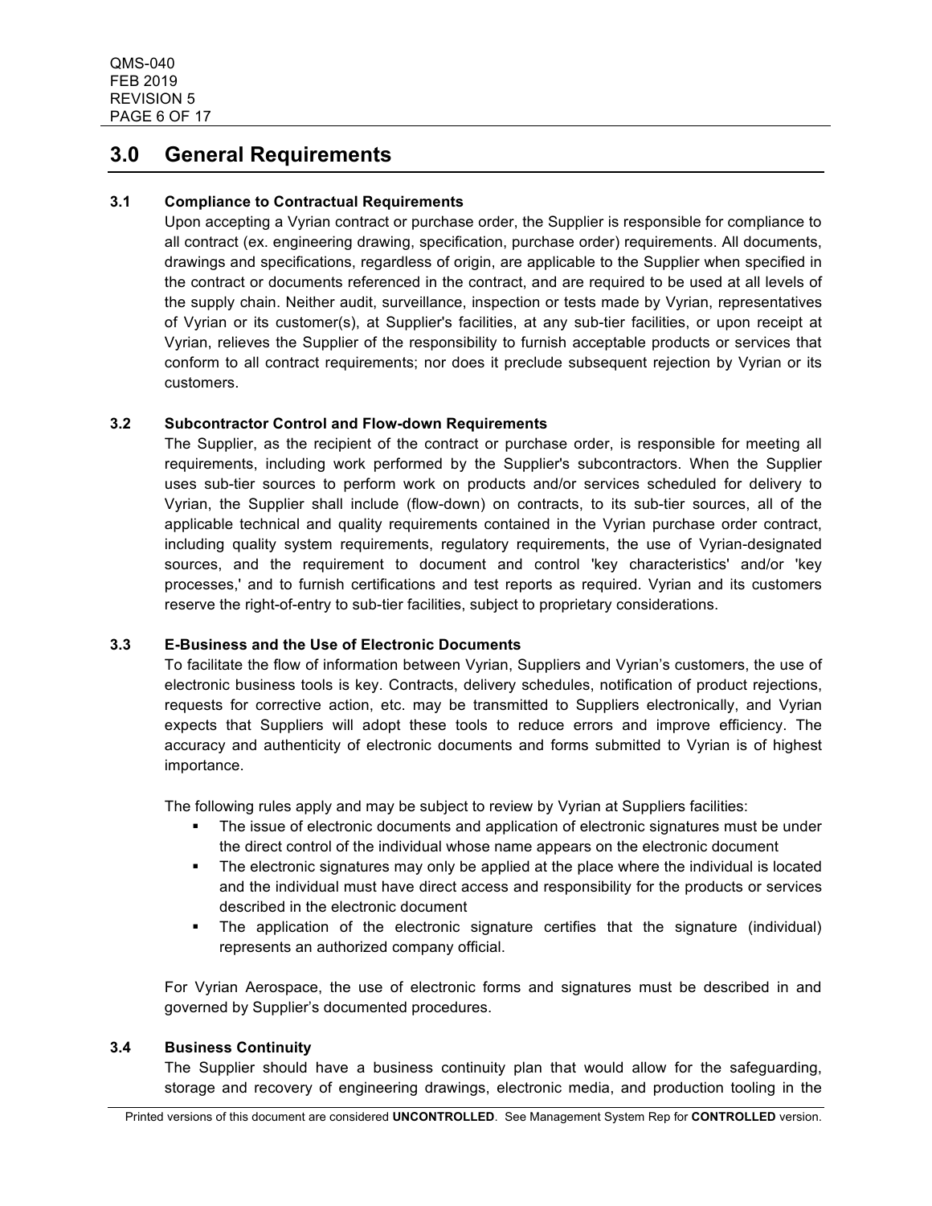# 3.0 General Requirements

### 3.1 Compliance to Contractual Requirements

Upon accepting a Vyrian contract or purchase order, the Supplier is responsible for compliance to all contract (ex. engineering drawing, specification, purchase order) requirements. All documents, drawings and specifications, regardless of origin, are applicable to the Supplier when specified in the contract or documents referenced in the contract, and are required to be used at all levels of the supply chain. Neither audit, surveillance, inspection or tests made by Vyrian, representatives of Vyrian or its customer(s), at Supplier's facilities, at any sub-tier facilities, or upon receipt at Vyrian, relieves the Supplier of the responsibility to furnish acceptable products or services that conform to all contract requirements; nor does it preclude subsequent rejection by Vyrian or its customers.

### 3.2 Subcontractor Control and Flow-down Requirements

The Supplier, as the recipient of the contract or purchase order, is responsible for meeting all requirements, including work performed by the Supplier's subcontractors. When the Supplier uses sub-tier sources to perform work on products and/or services scheduled for delivery to Vyrian, the Supplier shall include (flow-down) on contracts, to its sub-tier sources, all of the applicable technical and quality requirements contained in the Vyrian purchase order contract, including quality system requirements, regulatory requirements, the use of Vyrian-designated sources, and the requirement to document and control 'key characteristics' and/or 'key processes,' and to furnish certifications and test reports as required. Vyrian and its customers reserve the right-of-entry to sub-tier facilities, subject to proprietary considerations.

### 3.3 E-Business and the Use of Electronic Documents

To facilitate the flow of information between Vyrian, Suppliers and Vyrian's customers, the use of electronic business tools is key. Contracts, delivery schedules, notification of product rejections, requests for corrective action, etc. may be transmitted to Suppliers electronically, and Vyrian expects that Suppliers will adopt these tools to reduce errors and improve efficiency. The accuracy and authenticity of electronic documents and forms submitted to Vyrian is of highest importance.

The following rules apply and may be subject to review by Vyrian at Suppliers facilities:

- The issue of electronic documents and application of electronic signatures must be under the direct control of the individual whose name appears on the electronic document
- The electronic signatures may only be applied at the place where the individual is located and the individual must have direct access and responsibility for the products or services described in the electronic document
- The application of the electronic signature certifies that the signature (individual) represents an authorized company official.

For Vyrian Aerospace, the use of electronic forms and signatures must be described in and governed by Supplier's documented procedures.

### 3.4 Business Continuity

The Supplier should have a business continuity plan that would allow for the safeguarding, storage and recovery of engineering drawings, electronic media, and production tooling in the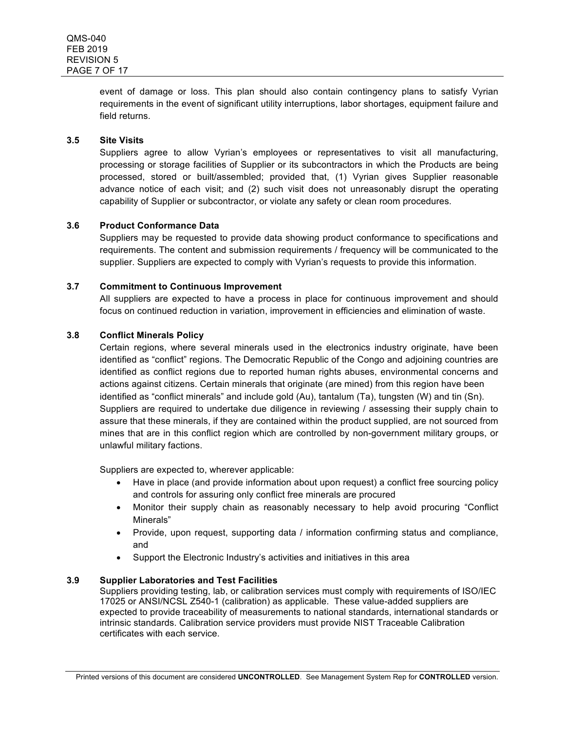event of damage or loss. This plan should also contain contingency plans to satisfy Vyrian requirements in the event of significant utility interruptions, labor shortages, equipment failure and field returns.

### 3.5 Site Visits

Suppliers agree to allow Vyrian's employees or representatives to visit all manufacturing, processing or storage facilities of Supplier or its subcontractors in which the Products are being processed, stored or built/assembled; provided that, (1) Vyrian gives Supplier reasonable advance notice of each visit; and (2) such visit does not unreasonably disrupt the operating capability of Supplier or subcontractor, or violate any safety or clean room procedures.

### 3.6 Product Conformance Data

Suppliers may be requested to provide data showing product conformance to specifications and requirements. The content and submission requirements / frequency will be communicated to the supplier. Suppliers are expected to comply with Vyrian's requests to provide this information.

### 3.7 Commitment to Continuous Improvement

All suppliers are expected to have a process in place for continuous improvement and should focus on continued reduction in variation, improvement in efficiencies and elimination of waste.

### 3.8 Conflict Minerals Policy

Certain regions, where several minerals used in the electronics industry originate, have been identified as "conflict" regions. The Democratic Republic of the Congo and adjoining countries are identified as conflict regions due to reported human rights abuses, environmental concerns and actions against citizens. Certain minerals that originate (are mined) from this region have been identified as "conflict minerals" and include gold (Au), tantalum (Ta), tungsten (W) and tin (Sn). Suppliers are required to undertake due diligence in reviewing / assessing their supply chain to assure that these minerals, if they are contained within the product supplied, are not sourced from mines that are in this conflict region which are controlled by non-government military groups, or unlawful military factions.

Suppliers are expected to, wherever applicable:

- Have in place (and provide information about upon request) a conflict free sourcing policy and controls for assuring only conflict free minerals are procured
- Monitor their supply chain as reasonably necessary to help avoid procuring "Conflict Minerals"
- Provide, upon request, supporting data / information confirming status and compliance, and
- Support the Electronic Industry's activities and initiatives in this area

### 3.9 Supplier Laboratories and Test Facilities

Suppliers providing testing, lab, or calibration services must comply with requirements of ISO/IEC 17025 or ANSI/NCSL Z540-1 (calibration) as applicable. These value-added suppliers are expected to provide traceability of measurements to national standards, international standards or intrinsic standards. Calibration service providers must provide NIST Traceable Calibration certificates with each service.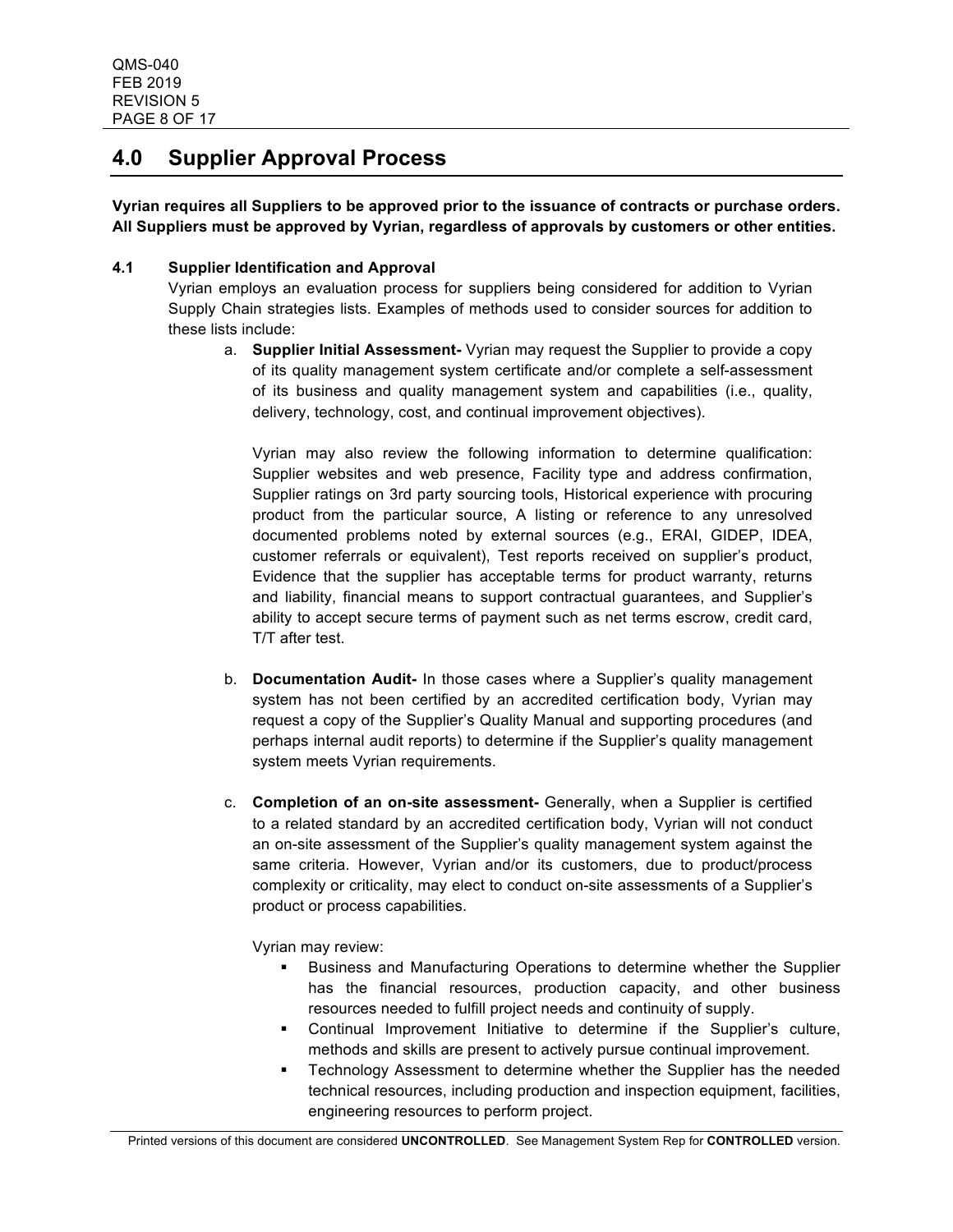## 4.0 Supplier Approval Process

**Vyrian requires all Suppliers to be approved prior to the issuance of contracts or purchase orders. All Suppliers must be approved by Vyrian, regardless of approvals by customers or other entities.**

### 4.1 Supplier Identification and Approval

Vyrian employs an evaluation process for suppliers being considered for addition to Vyrian Supply Chain strategies lists. Examples of methods used to consider sources for addition to these lists include:

a. **Supplier Initial Assessment-** Vyrian may request the Supplier to provide a copy of its quality management system certificate and/or complete a self-assessment of its business and quality management system and capabilities (i.e., quality, delivery, technology, cost, and continual improvement objectives).

   Vyrian may also review the following information to determine qualification: Supplier websites and web presence, Facility type and address confirmation, Supplier ratings on 3rd party sourcing tools, Historical experience with procuring product from the particular source, A listing or reference to any unresolved documented problems noted by external sources (e.g., ERAI, GIDEP, IDEA, customer referrals or equivalent), Test reports received on supplier's product, Evidence that the supplier has acceptable terms for product warranty, returns and liability, financial means to support contractual guarantees, and Supplier's ability to accept secure terms of payment such as net terms escrow, credit card, T/T after test.

b. **Documentation Audit-** In those cases where a Supplier's quality management system has not been certified by an accredited certification body, Vyrian may request a copy of the Supplier's Quality Manual and supporting procedures (and perhaps internal audit reports) to determine if the Supplier's quality management system meets Vyrian requirements.

c. **Completion of an on-site assessment-** Generally, when a Supplier is certified to a related standard by an accredited certification body, Vyrian will not conduct an on-site assessment of the Supplier's quality management system against the same criteria. However, Vyrian and/or its customers, due to product/process complexity or criticality, may elect to conduct on-site assessments of a Supplier's product or process capabilities.

   Vyrian may review:

   - Business and Manufacturing Operations to determine whether the Supplier has the financial resources, production capacity, and other business resources needed to fulfill project needs and continuity of supply.
   - Continual Improvement Initiative to determine if the Supplier's culture, methods and skills are present to actively pursue continual improvement.
   - Technology Assessment to determine whether the Supplier has the needed technical resources, including production and inspection equipment, facilities, engineering resources to perform project.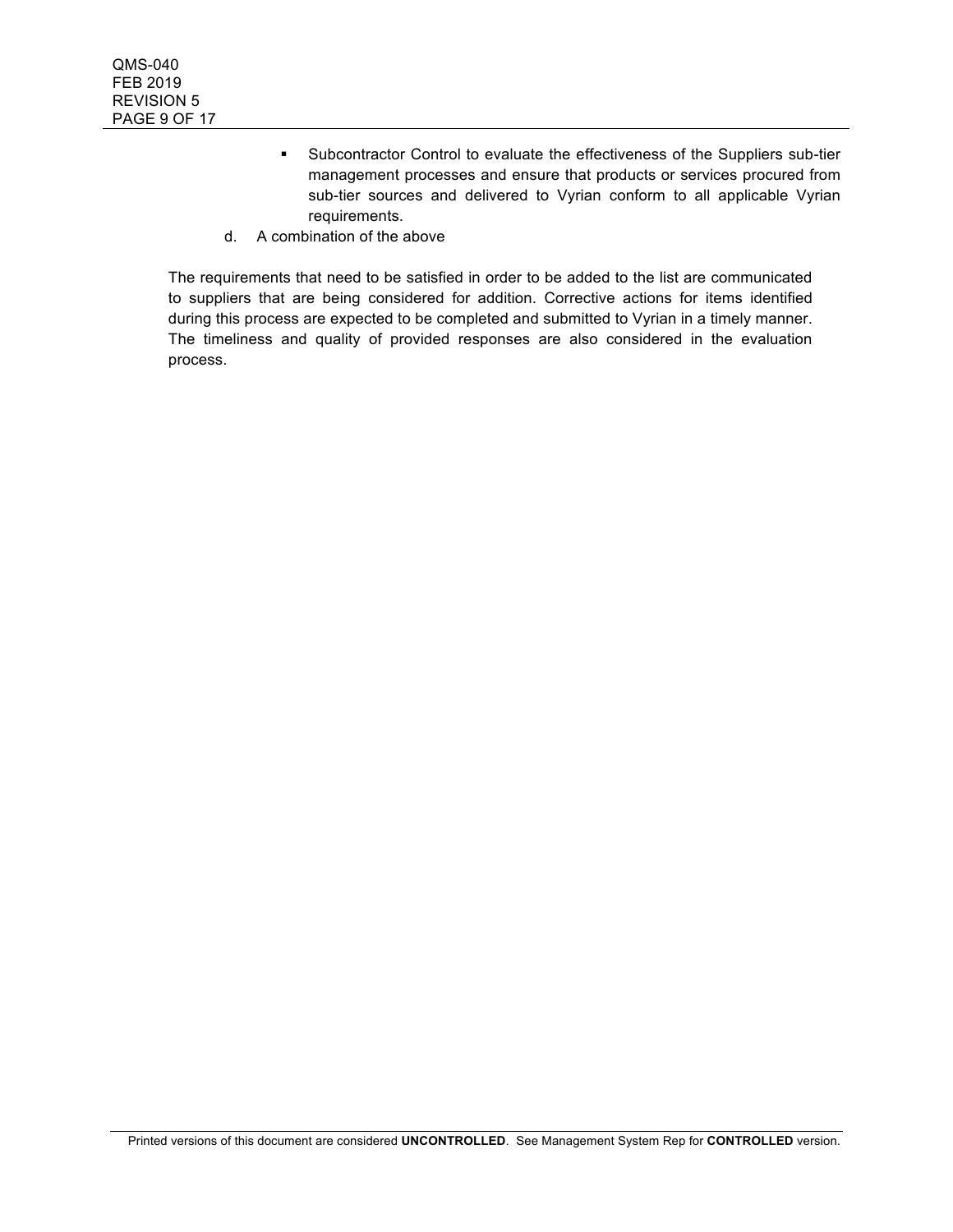- Subcontractor Control to evaluate the effectiveness of the Suppliers sub-tier management processes and ensure that products or services procured from sub-tier sources and delivered to Vyrian conform to all applicable Vyrian requirements.

d. A combination of the above

The requirements that need to be satisfied in order to be added to the list are communicated to suppliers that are being considered for addition. Corrective actions for items identified during this process are expected to be completed and submitted to Vyrian in a timely manner. The timeliness and quality of provided responses are also considered in the evaluation process.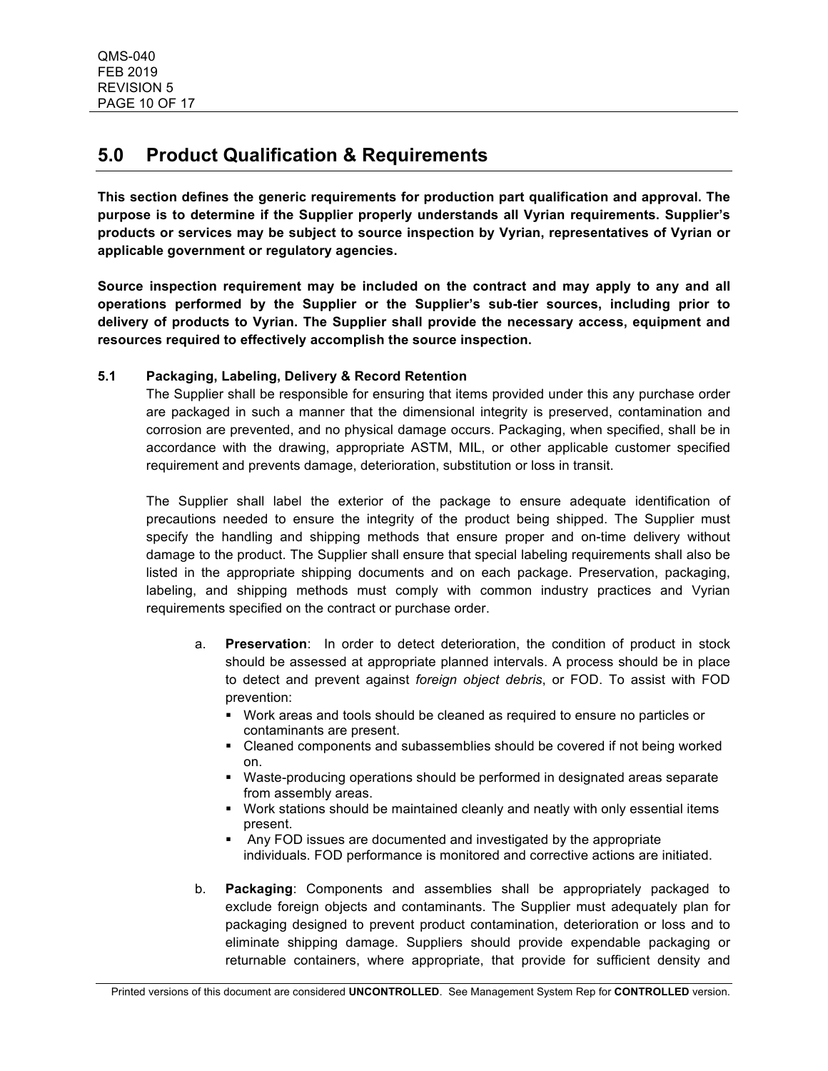## 5.0 Product Qualification & Requirements

**This section defines the generic requirements for production part qualification and approval. The purpose is to determine if the Supplier properly understands all Vyrian requirements. Supplier's products or services may be subject to source inspection by Vyrian, representatives of Vyrian or applicable government or regulatory agencies.**

**Source inspection requirement may be included on the contract and may apply to any and all operations performed by the Supplier or the Supplier's sub-tier sources, including prior to delivery of products to Vyrian. The Supplier shall provide the necessary access, equipment and resources required to effectively accomplish the source inspection.**

### 5.1 Packaging, Labeling, Delivery & Record Retention

The Supplier shall be responsible for ensuring that items provided under this any purchase order are packaged in such a manner that the dimensional integrity is preserved, contamination and corrosion are prevented, and no physical damage occurs. Packaging, when specified, shall be in accordance with the drawing, appropriate ASTM, MIL, or other applicable customer specified requirement and prevents damage, deterioration, substitution or loss in transit.

The Supplier shall label the exterior of the package to ensure adequate identification of precautions needed to ensure the integrity of the product being shipped. The Supplier must specify the handling and shipping methods that ensure proper and on-time delivery without damage to the product. The Supplier shall ensure that special labeling requirements shall also be listed in the appropriate shipping documents and on each package. Preservation, packaging, labeling, and shipping methods must comply with common industry practices and Vyrian requirements specified on the contract or purchase order.

a. **Preservation**: In order to detect deterioration, the condition of product in stock should be assessed at appropriate planned intervals. A process should be in place to detect and prevent against *foreign object debris*, or FOD. To assist with FOD prevention:
   - Work areas and tools should be cleaned as required to ensure no particles or contaminants are present.
   - Cleaned components and subassemblies should be covered if not being worked on.
   - Waste-producing operations should be performed in designated areas separate from assembly areas.
   - Work stations should be maintained cleanly and neatly with only essential items present.
   - Any FOD issues are documented and investigated by the appropriate individuals. FOD performance is monitored and corrective actions are initiated.

b. **Packaging**: Components and assemblies shall be appropriately packaged to exclude foreign objects and contaminants. The Supplier must adequately plan for packaging designed to prevent product contamination, deterioration or loss and to eliminate shipping damage. Suppliers should provide expendable packaging or returnable containers, where appropriate, that provide for sufficient density and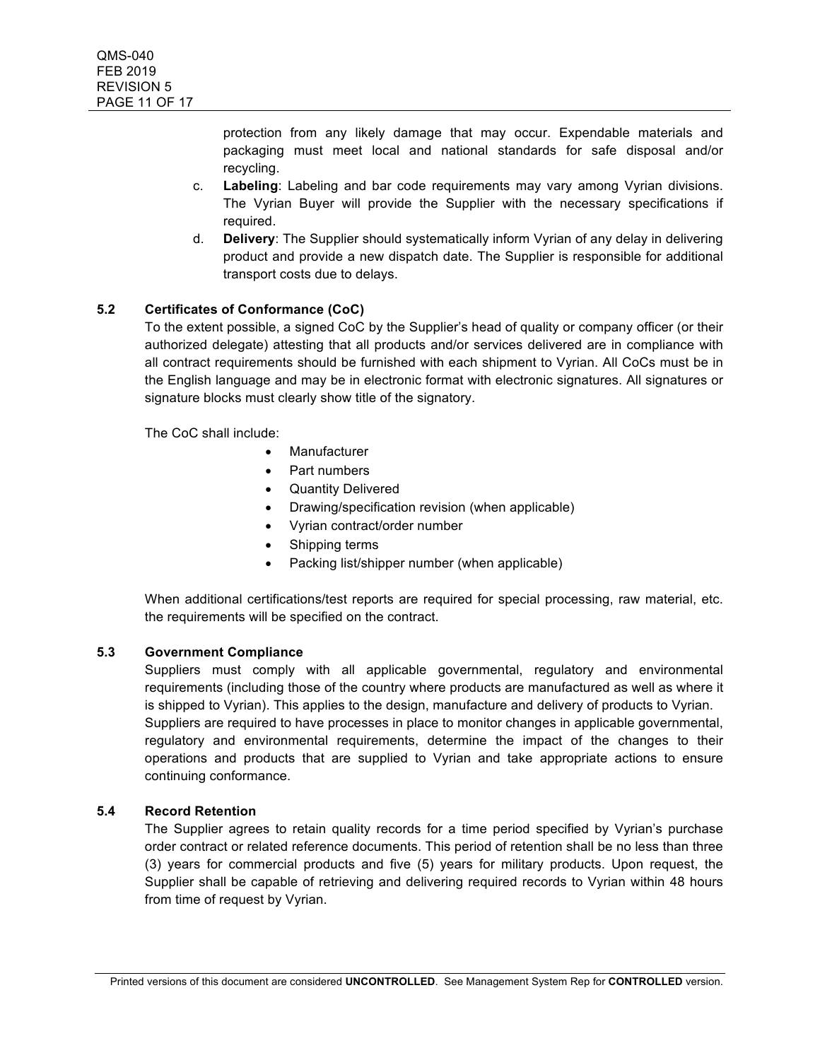protection from any likely damage that may occur. Expendable materials and packaging must meet local and national standards for safe disposal and/or recycling.

c. **Labeling**: Labeling and bar code requirements may vary among Vyrian divisions. The Vyrian Buyer will provide the Supplier with the necessary specifications if required.

d. **Delivery**: The Supplier should systematically inform Vyrian of any delay in delivering product and provide a new dispatch date. The Supplier is responsible for additional transport costs due to delays.

### 5.2 Certificates of Conformance (CoC)

To the extent possible, a signed CoC by the Supplier's head of quality or company officer (or their authorized delegate) attesting that all products and/or services delivered are in compliance with all contract requirements should be furnished with each shipment to Vyrian. All CoCs must be in the English language and may be in electronic format with electronic signatures. All signatures or signature blocks must clearly show title of the signatory.

The CoC shall include:

- Manufacturer
- Part numbers
- Quantity Delivered
- Drawing/specification revision (when applicable)
- Vyrian contract/order number
- Shipping terms
- Packing list/shipper number (when applicable)

When additional certifications/test reports are required for special processing, raw material, etc. the requirements will be specified on the contract.

### 5.3 Government Compliance

Suppliers must comply with all applicable governmental, regulatory and environmental requirements (including those of the country where products are manufactured as well as where it is shipped to Vyrian). This applies to the design, manufacture and delivery of products to Vyrian. Suppliers are required to have processes in place to monitor changes in applicable governmental, regulatory and environmental requirements, determine the impact of the changes to their operations and products that are supplied to Vyrian and take appropriate actions to ensure continuing conformance.

### 5.4 Record Retention

The Supplier agrees to retain quality records for a time period specified by Vyrian's purchase order contract or related reference documents. This period of retention shall be no less than three (3) years for commercial products and five (5) years for military products. Upon request, the Supplier shall be capable of retrieving and delivering required records to Vyrian within 48 hours from time of request by Vyrian.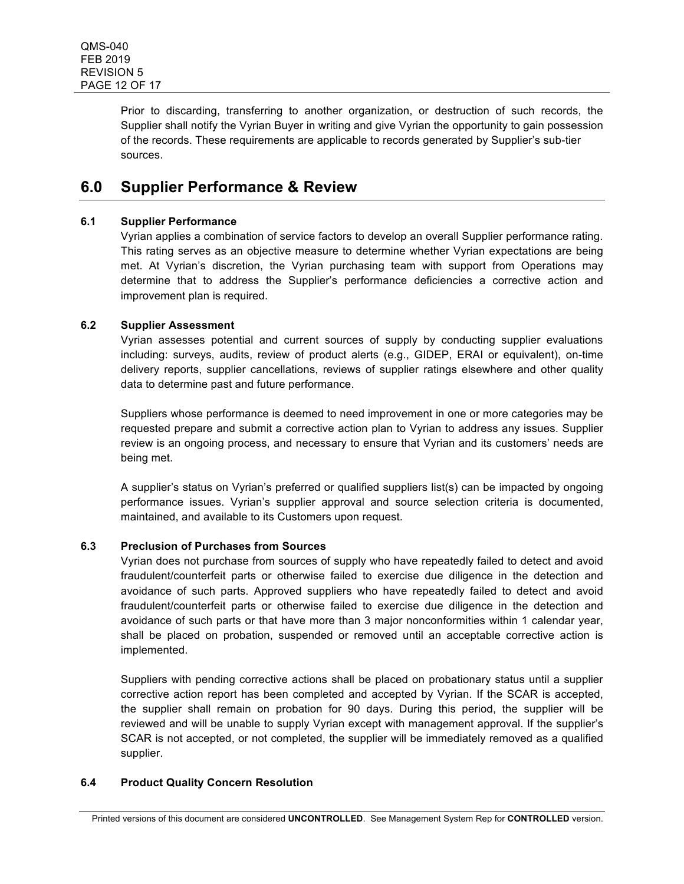Prior to discarding, transferring to another organization, or destruction of such records, the Supplier shall notify the Vyrian Buyer in writing and give Vyrian the opportunity to gain possession of the records. These requirements are applicable to records generated by Supplier's sub-tier sources.

# 6.0 Supplier Performance & Review

### 6.1 Supplier Performance

Vyrian applies a combination of service factors to develop an overall Supplier performance rating. This rating serves as an objective measure to determine whether Vyrian expectations are being met. At Vyrian's discretion, the Vyrian purchasing team with support from Operations may determine that to address the Supplier's performance deficiencies a corrective action and improvement plan is required.

### 6.2 Supplier Assessment

Vyrian assesses potential and current sources of supply by conducting supplier evaluations including: surveys, audits, review of product alerts (e.g., GIDEP, ERAI or equivalent), on-time delivery reports, supplier cancellations, reviews of supplier ratings elsewhere and other quality data to determine past and future performance.

Suppliers whose performance is deemed to need improvement in one or more categories may be requested prepare and submit a corrective action plan to Vyrian to address any issues. Supplier review is an ongoing process, and necessary to ensure that Vyrian and its customers' needs are being met.

A supplier's status on Vyrian's preferred or qualified suppliers list(s) can be impacted by ongoing performance issues. Vyrian's supplier approval and source selection criteria is documented, maintained, and available to its Customers upon request.

### 6.3 Preclusion of Purchases from Sources

Vyrian does not purchase from sources of supply who have repeatedly failed to detect and avoid fraudulent/counterfeit parts or otherwise failed to exercise due diligence in the detection and avoidance of such parts. Approved suppliers who have repeatedly failed to detect and avoid fraudulent/counterfeit parts or otherwise failed to exercise due diligence in the detection and avoidance of such parts or that have more than 3 major nonconformities within 1 calendar year, shall be placed on probation, suspended or removed until an acceptable corrective action is implemented.

Suppliers with pending corrective actions shall be placed on probationary status until a supplier corrective action report has been completed and accepted by Vyrian. If the SCAR is accepted, the supplier shall remain on probation for 90 days. During this period, the supplier will be reviewed and will be unable to supply Vyrian except with management approval. If the supplier's SCAR is not accepted, or not completed, the supplier will be immediately removed as a qualified supplier.

### 6.4 Product Quality Concern Resolution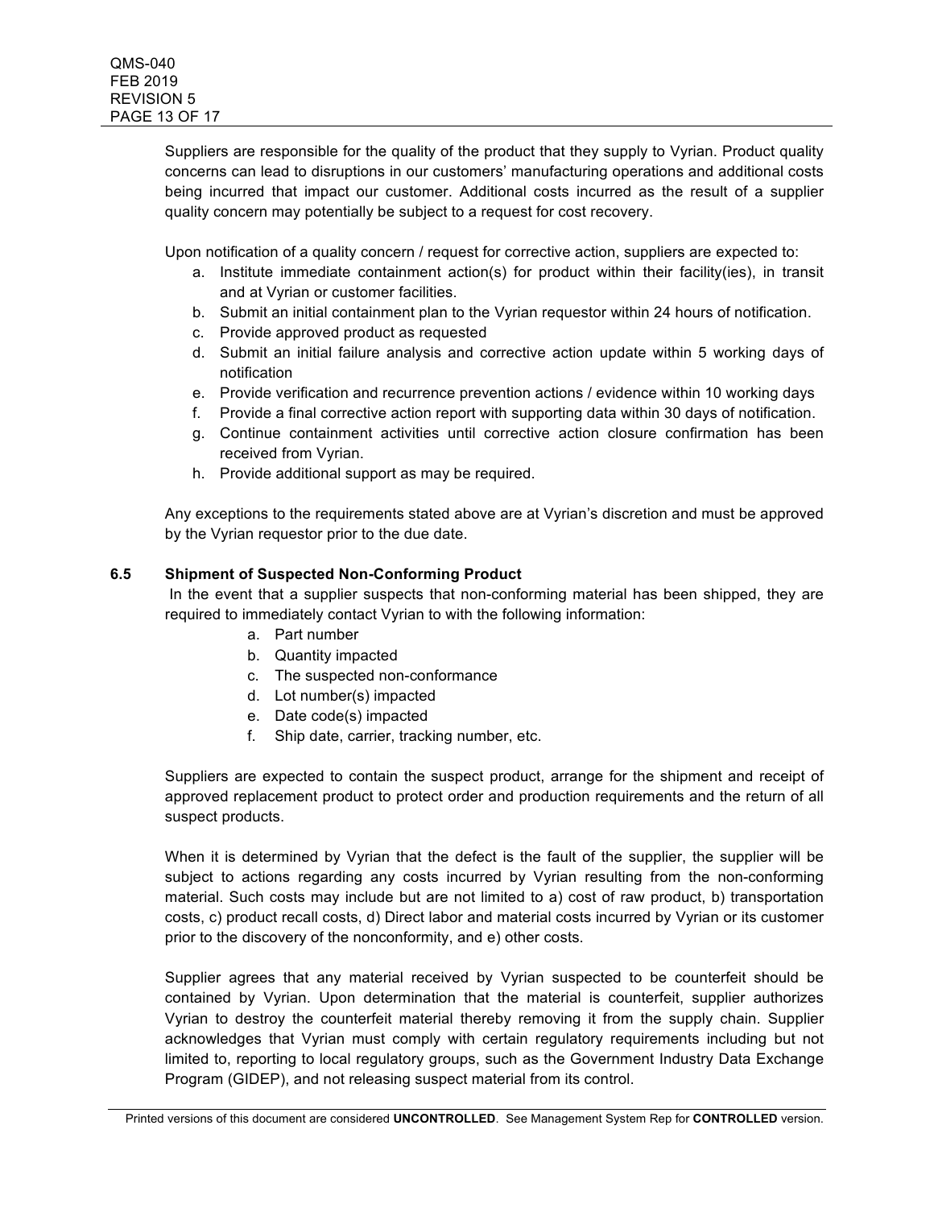Suppliers are responsible for the quality of the product that they supply to Vyrian. Product quality concerns can lead to disruptions in our customers' manufacturing operations and additional costs being incurred that impact our customer. Additional costs incurred as the result of a supplier quality concern may potentially be subject to a request for cost recovery.

Upon notification of a quality concern / request for corrective action, suppliers are expected to:

a. Institute immediate containment action(s) for product within their facility(ies), in transit and at Vyrian or customer facilities.
b. Submit an initial containment plan to the Vyrian requestor within 24 hours of notification.
c. Provide approved product as requested
d. Submit an initial failure analysis and corrective action update within 5 working days of notification
e. Provide verification and recurrence prevention actions / evidence within 10 working days
f. Provide a final corrective action report with supporting data within 30 days of notification.
g. Continue containment activities until corrective action closure confirmation has been received from Vyrian.
h. Provide additional support as may be required.

Any exceptions to the requirements stated above are at Vyrian's discretion and must be approved by the Vyrian requestor prior to the due date.

### 6.5 Shipment of Suspected Non-Conforming Product

In the event that a supplier suspects that non-conforming material has been shipped, they are required to immediately contact Vyrian to with the following information:

a. Part number
b. Quantity impacted
c. The suspected non-conformance
d. Lot number(s) impacted
e. Date code(s) impacted
f. Ship date, carrier, tracking number, etc.

Suppliers are expected to contain the suspect product, arrange for the shipment and receipt of approved replacement product to protect order and production requirements and the return of all suspect products.

When it is determined by Vyrian that the defect is the fault of the supplier, the supplier will be subject to actions regarding any costs incurred by Vyrian resulting from the non-conforming material. Such costs may include but are not limited to a) cost of raw product, b) transportation costs, c) product recall costs, d) Direct labor and material costs incurred by Vyrian or its customer prior to the discovery of the nonconformity, and e) other costs.

Supplier agrees that any material received by Vyrian suspected to be counterfeit should be contained by Vyrian. Upon determination that the material is counterfeit, supplier authorizes Vyrian to destroy the counterfeit material thereby removing it from the supply chain. Supplier acknowledges that Vyrian must comply with certain regulatory requirements including but not limited to, reporting to local regulatory groups, such as the Government Industry Data Exchange Program (GIDEP), and not releasing suspect material from its control.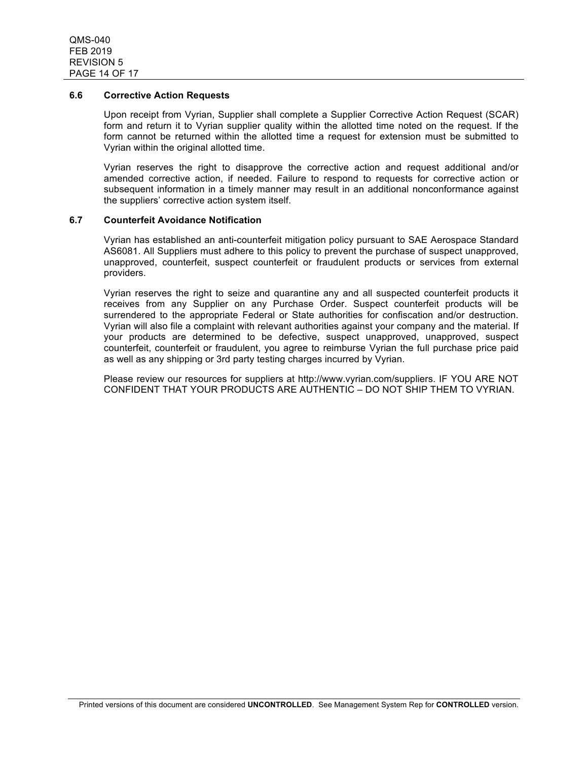### 6.6 Corrective Action Requests

Upon receipt from Vyrian, Supplier shall complete a Supplier Corrective Action Request (SCAR) form and return it to Vyrian supplier quality within the allotted time noted on the request. If the form cannot be returned within the allotted time a request for extension must be submitted to Vyrian within the original allotted time.

Vyrian reserves the right to disapprove the corrective action and request additional and/or amended corrective action, if needed. Failure to respond to requests for corrective action or subsequent information in a timely manner may result in an additional nonconformance against the suppliers' corrective action system itself.

### 6.7 Counterfeit Avoidance Notification

Vyrian has established an anti-counterfeit mitigation policy pursuant to SAE Aerospace Standard AS6081. All Suppliers must adhere to this policy to prevent the purchase of suspect unapproved, unapproved, counterfeit, suspect counterfeit or fraudulent products or services from external providers.

Vyrian reserves the right to seize and quarantine any and all suspected counterfeit products it receives from any Supplier on any Purchase Order. Suspect counterfeit products will be surrendered to the appropriate Federal or State authorities for confiscation and/or destruction. Vyrian will also file a complaint with relevant authorities against your company and the material. If your products are determined to be defective, suspect unapproved, unapproved, suspect counterfeit, counterfeit or fraudulent, you agree to reimburse Vyrian the full purchase price paid as well as any shipping or 3rd party testing charges incurred by Vyrian.

Please review our resources for suppliers at http://www.vyrian.com/suppliers. IF YOU ARE NOT CONFIDENT THAT YOUR PRODUCTS ARE AUTHENTIC – DO NOT SHIP THEM TO VYRIAN.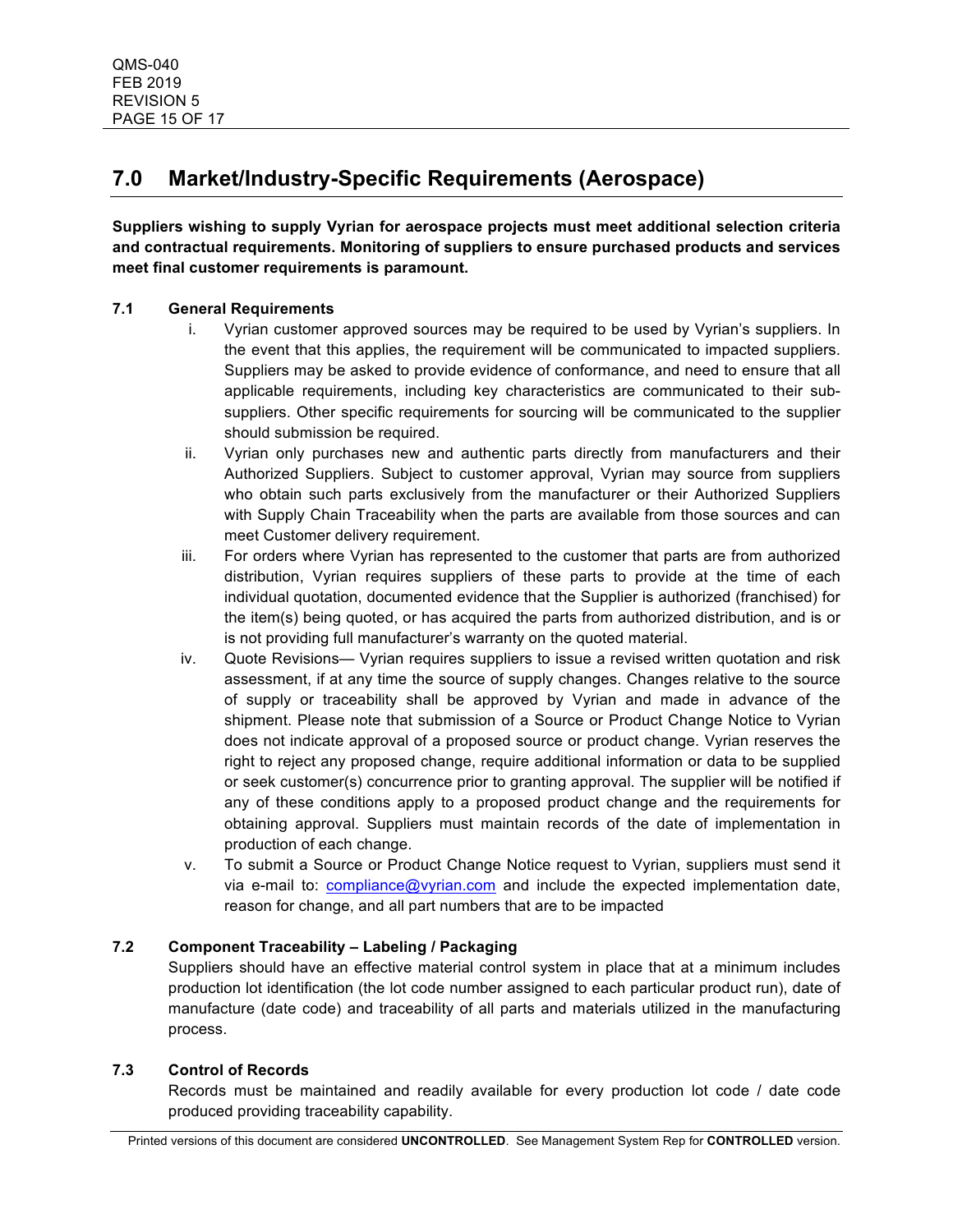## 7.0 Market/Industry-Specific Requirements (Aerospace)

**Suppliers wishing to supply Vyrian for aerospace projects must meet additional selection criteria and contractual requirements. Monitoring of suppliers to ensure purchased products and services meet final customer requirements is paramount.**

### 7.1 General Requirements

i. Vyrian customer approved sources may be required to be used by Vyrian's suppliers. In the event that this applies, the requirement will be communicated to impacted suppliers. Suppliers may be asked to provide evidence of conformance, and need to ensure that all applicable requirements, including key characteristics are communicated to their sub-suppliers. Other specific requirements for sourcing will be communicated to the supplier should submission be required.

ii. Vyrian only purchases new and authentic parts directly from manufacturers and their Authorized Suppliers. Subject to customer approval, Vyrian may source from suppliers who obtain such parts exclusively from the manufacturer or their Authorized Suppliers with Supply Chain Traceability when the parts are available from those sources and can meet Customer delivery requirement.

iii. For orders where Vyrian has represented to the customer that parts are from authorized distribution, Vyrian requires suppliers of these parts to provide at the time of each individual quotation, documented evidence that the Supplier is authorized (franchised) for the item(s) being quoted, or has acquired the parts from authorized distribution, and is or is not providing full manufacturer's warranty on the quoted material.

iv. Quote Revisions— Vyrian requires suppliers to issue a revised written quotation and risk assessment, if at any time the source of supply changes. Changes relative to the source of supply or traceability shall be approved by Vyrian and made in advance of the shipment. Please note that submission of a Source or Product Change Notice to Vyrian does not indicate approval of a proposed source or product change. Vyrian reserves the right to reject any proposed change, require additional information or data to be supplied or seek customer(s) concurrence prior to granting approval. The supplier will be notified if any of these conditions apply to a proposed product change and the requirements for obtaining approval. Suppliers must maintain records of the date of implementation in production of each change.

v. To submit a Source or Product Change Notice request to Vyrian, suppliers must send it via e-mail to: compliance@vyrian.com and include the expected implementation date, reason for change, and all part numbers that are to be impacted

### 7.2 Component Traceability – Labeling / Packaging

Suppliers should have an effective material control system in place that at a minimum includes production lot identification (the lot code number assigned to each particular product run), date of manufacture (date code) and traceability of all parts and materials utilized in the manufacturing process.

### 7.3 Control of Records

Records must be maintained and readily available for every production lot code / date code produced providing traceability capability.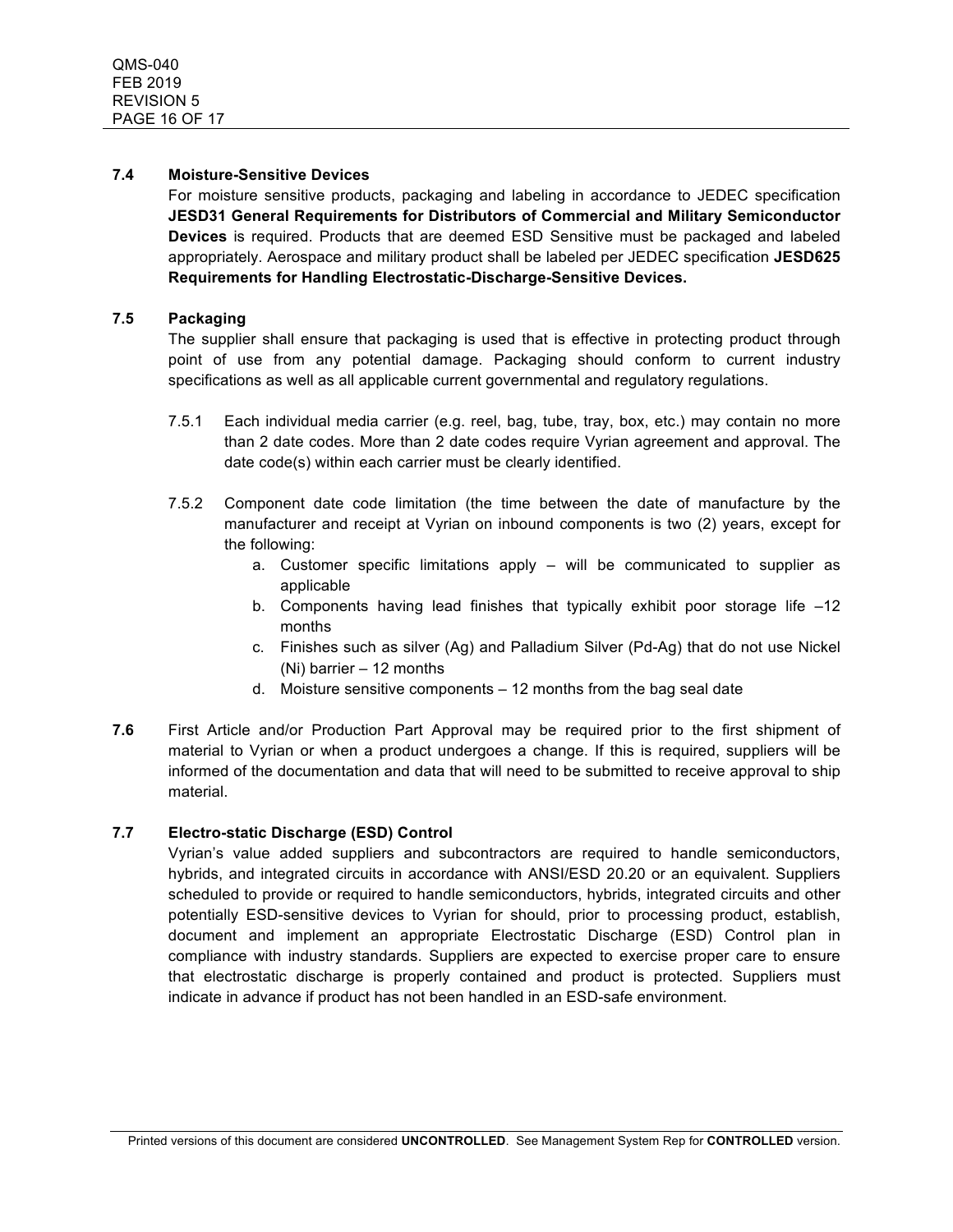### 7.4 Moisture-Sensitive Devices

For moisture sensitive products, packaging and labeling in accordance to JEDEC specification **JESD31 General Requirements for Distributors of Commercial and Military Semiconductor Devices** is required. Products that are deemed ESD Sensitive must be packaged and labeled appropriately. Aerospace and military product shall be labeled per JEDEC specification **JESD625 Requirements for Handling Electrostatic-Discharge-Sensitive Devices.**

### 7.5 Packaging

The supplier shall ensure that packaging is used that is effective in protecting product through point of use from any potential damage. Packaging should conform to current industry specifications as well as all applicable current governmental and regulatory regulations.

7.5.1 Each individual media carrier (e.g. reel, bag, tube, tray, box, etc.) may contain no more than 2 date codes. More than 2 date codes require Vyrian agreement and approval. The date code(s) within each carrier must be clearly identified.

7.5.2 Component date code limitation (the time between the date of manufacture by the manufacturer and receipt at Vyrian on inbound components is two (2) years, except for the following:

a. Customer specific limitations apply – will be communicated to supplier as applicable
b. Components having lead finishes that typically exhibit poor storage life –12 months
c. Finishes such as silver (Ag) and Palladium Silver (Pd-Ag) that do not use Nickel (Ni) barrier – 12 months
d. Moisture sensitive components – 12 months from the bag seal date

**7.6** First Article and/or Production Part Approval may be required prior to the first shipment of material to Vyrian or when a product undergoes a change. If this is required, suppliers will be informed of the documentation and data that will need to be submitted to receive approval to ship material.

### 7.7 Electro-static Discharge (ESD) Control

Vyrian's value added suppliers and subcontractors are required to handle semiconductors, hybrids, and integrated circuits in accordance with ANSI/ESD 20.20 or an equivalent. Suppliers scheduled to provide or required to handle semiconductors, hybrids, integrated circuits and other potentially ESD-sensitive devices to Vyrian for should, prior to processing product, establish, document and implement an appropriate Electrostatic Discharge (ESD) Control plan in compliance with industry standards. Suppliers are expected to exercise proper care to ensure that electrostatic discharge is properly contained and product is protected. Suppliers must indicate in advance if product has not been handled in an ESD-safe environment.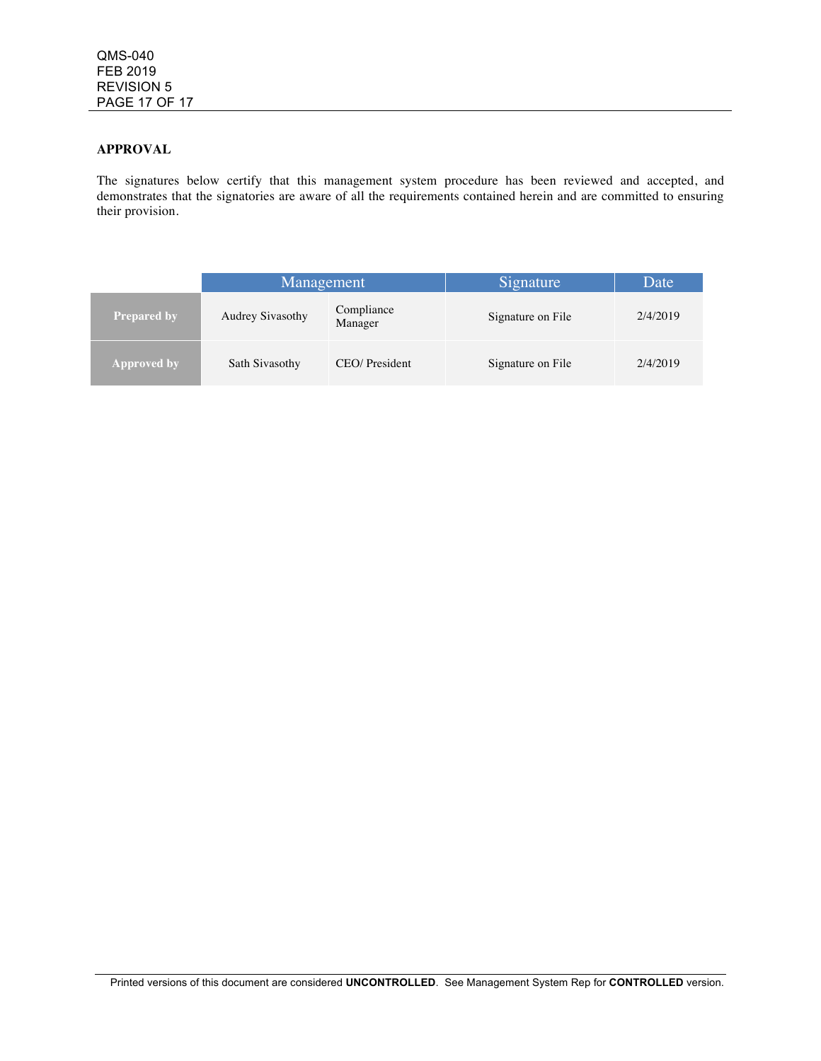## APPROVAL

The signatures below certify that this management system procedure has been reviewed and accepted, and demonstrates that the signatories are aware of all the requirements contained herein and are committed to ensuring their provision.

| | Management | | Signature | Date |
|---|---|---|---|---|
| **Prepared by** | Audrey Sivasothy | Compliance Manager | Signature on File | 2/4/2019 |
| **Approved by** | Sath Sivasothy | CEO/ President | Signature on File | 2/4/2019 |